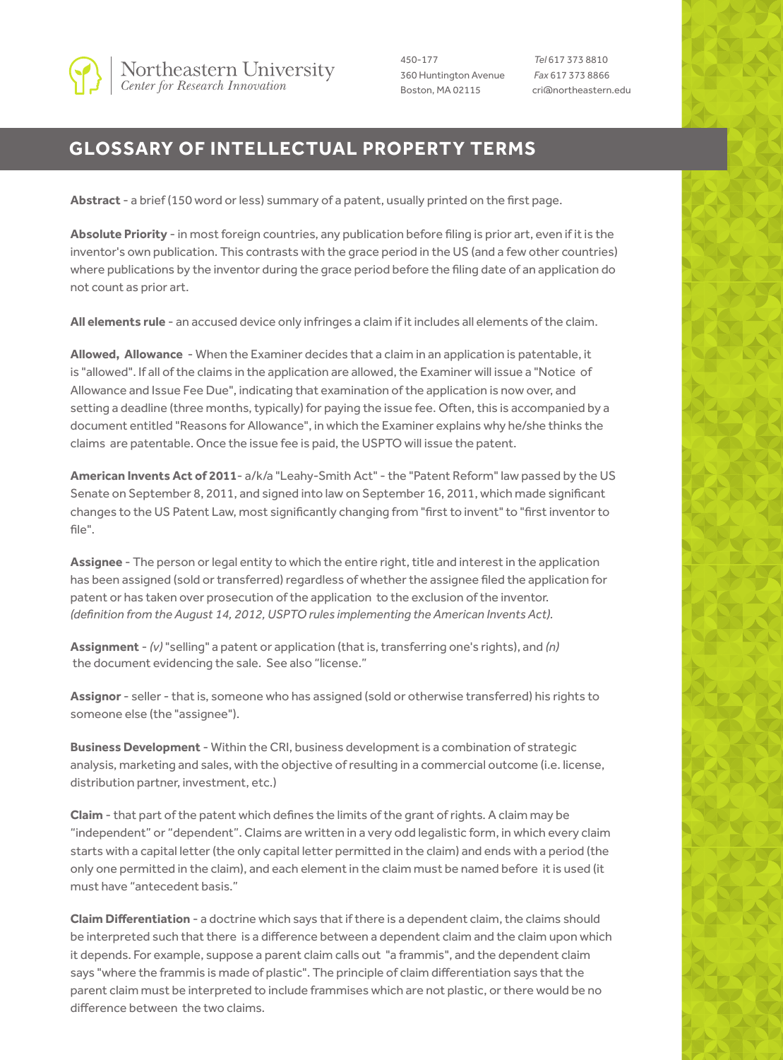Northeastern University
*Center for Research Innovation*

450-177
360 Huntington Avenue
Boston, MA 02115

*Tel* 617 373 8810
*Fax* 617 373 8866
cri@northeastern.edu

# GLOSSARY OF INTELLECTUAL PROPERTY TERMS

**Abstract** - a brief (150 word or less) summary of a patent, usually printed on the first page.

**Absolute Priority** - in most foreign countries, any publication before filing is prior art, even if it is the inventor's own publication. This contrasts with the grace period in the US (and a few other countries) where publications by the inventor during the grace period before the filing date of an application do not count as prior art.

**All elements rule** - an accused device only infringes a claim if it includes all elements of the claim.

**Allowed, Allowance** - When the Examiner decides that a claim in an application is patentable, it is "allowed". If all of the claims in the application are allowed, the Examiner will issue a "Notice of Allowance and Issue Fee Due", indicating that examination of the application is now over, and setting a deadline (three months, typically) for paying the issue fee. Often, this is accompanied by a document entitled "Reasons for Allowance", in which the Examiner explains why he/she thinks the claims are patentable. Once the issue fee is paid, the USPTO will issue the patent.

**American Invents Act of 2011**- a/k/a "Leahy-Smith Act" - the "Patent Reform" law passed by the US Senate on September 8, 2011, and signed into law on September 16, 2011, which made significant changes to the US Patent Law, most significantly changing from "first to invent" to "first inventor to file".

**Assignee** - The person or legal entity to which the entire right, title and interest in the application has been assigned (sold or transferred) regardless of whether the assignee filed the application for patent or has taken over prosecution of the application to the exclusion of the inventor. *(definition from the August 14, 2012, USPTO rules implementing the American Invents Act).*

**Assignment** - *(v)* "selling" a patent or application (that is, transferring one's rights), and *(n)* the document evidencing the sale. See also "license."

**Assignor** - seller - that is, someone who has assigned (sold or otherwise transferred) his rights to someone else (the "assignee").

**Business Development** - Within the CRI, business development is a combination of strategic analysis, marketing and sales, with the objective of resulting in a commercial outcome (i.e. license, distribution partner, investment, etc.)

**Claim** - that part of the patent which defines the limits of the grant of rights. A claim may be "independent" or "dependent". Claims are written in a very odd legalistic form, in which every claim starts with a capital letter (the only capital letter permitted in the claim) and ends with a period (the only one permitted in the claim), and each element in the claim must be named before it is used (it must have "antecedent basis."

**Claim Differentiation** - a doctrine which says that if there is a dependent claim, the claims should be interpreted such that there is a difference between a dependent claim and the claim upon which it depends. For example, suppose a parent claim calls out "a frammis", and the dependent claim says "where the frammis is made of plastic". The principle of claim differentiation says that the parent claim must be interpreted to include frammises which are not plastic, or there would be no difference between the two claims.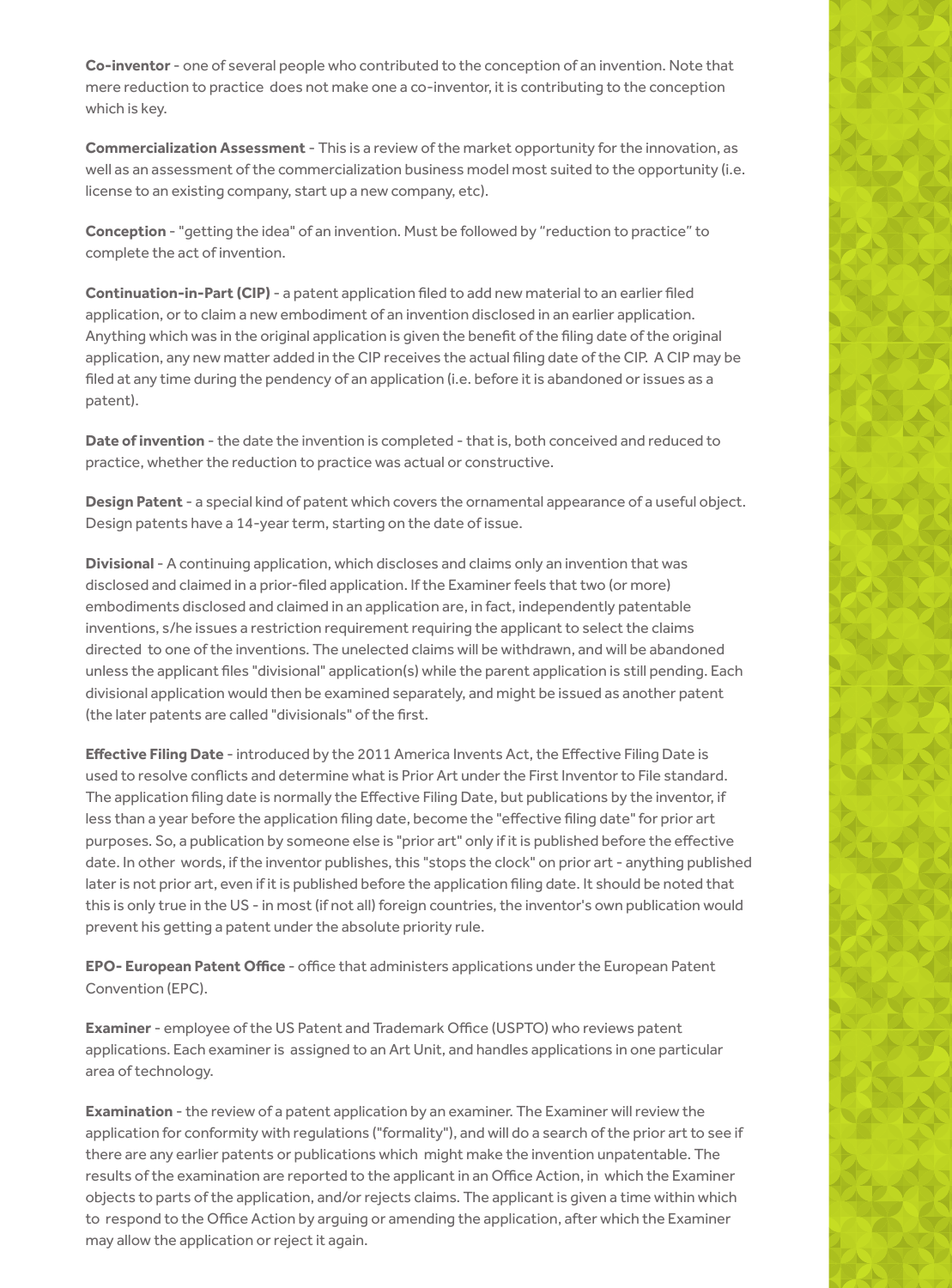**Co-inventor** - one of several people who contributed to the conception of an invention. Note that mere reduction to practice does not make one a co-inventor, it is contributing to the conception which is key.

**Commercialization Assessment** - This is a review of the market opportunity for the innovation, as well as an assessment of the commercialization business model most suited to the opportunity (i.e. license to an existing company, start up a new company, etc).

**Conception** - "getting the idea" of an invention. Must be followed by "reduction to practice" to complete the act of invention.

**Continuation-in-Part (CIP)** - a patent application filed to add new material to an earlier filed application, or to claim a new embodiment of an invention disclosed in an earlier application. Anything which was in the original application is given the benefit of the filing date of the original application, any new matter added in the CIP receives the actual filing date of the CIP. A CIP may be filed at any time during the pendency of an application (i.e. before it is abandoned or issues as a patent).

**Date of invention** - the date the invention is completed - that is, both conceived and reduced to practice, whether the reduction to practice was actual or constructive.

**Design Patent** - a special kind of patent which covers the ornamental appearance of a useful object. Design patents have a 14-year term, starting on the date of issue.

**Divisional** - A continuing application, which discloses and claims only an invention that was disclosed and claimed in a prior-filed application. If the Examiner feels that two (or more) embodiments disclosed and claimed in an application are, in fact, independently patentable inventions, s/he issues a restriction requirement requiring the applicant to select the claims directed to one of the inventions. The unelected claims will be withdrawn, and will be abandoned unless the applicant files "divisional" application(s) while the parent application is still pending. Each divisional application would then be examined separately, and might be issued as another patent (the later patents are called "divisionals" of the first.

**Effective Filing Date** - introduced by the 2011 America Invents Act, the Effective Filing Date is used to resolve conflicts and determine what is Prior Art under the First Inventor to File standard. The application filing date is normally the Effective Filing Date, but publications by the inventor, if less than a year before the application filing date, become the "effective filing date" for prior art purposes. So, a publication by someone else is "prior art" only if it is published before the effective date. In other words, if the inventor publishes, this "stops the clock" on prior art - anything published later is not prior art, even if it is published before the application filing date. It should be noted that this is only true in the US - in most (if not all) foreign countries, the inventor's own publication would prevent his getting a patent under the absolute priority rule.

**EPO- European Patent Office** - office that administers applications under the European Patent Convention (EPC).

**Examiner** - employee of the US Patent and Trademark Office (USPTO) who reviews patent applications. Each examiner is assigned to an Art Unit, and handles applications in one particular area of technology.

**Examination** - the review of a patent application by an examiner. The Examiner will review the application for conformity with regulations ("formality"), and will do a search of the prior art to see if there are any earlier patents or publications which might make the invention unpatentable. The results of the examination are reported to the applicant in an Office Action, in which the Examiner objects to parts of the application, and/or rejects claims. The applicant is given a time within which to respond to the Office Action by arguing or amending the application, after which the Examiner may allow the application or reject it again.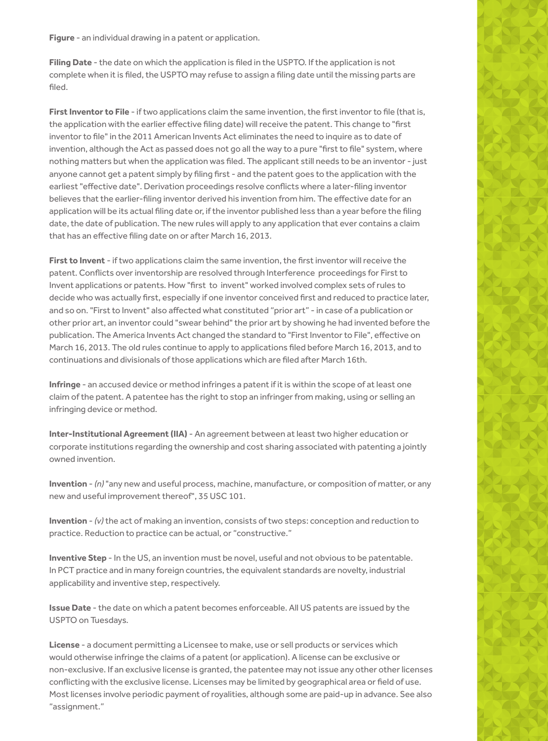**Figure** - an individual drawing in a patent or application.

**Filing Date** - the date on which the application is filed in the USPTO. If the application is not complete when it is filed, the USPTO may refuse to assign a filing date until the missing parts are filed.

**First Inventor to File** - if two applications claim the same invention, the first inventor to file (that is, the application with the earlier effective filing date) will receive the patent. This change to "first inventor to file" in the 2011 American Invents Act eliminates the need to inquire as to date of invention, although the Act as passed does not go all the way to a pure "first to file" system, where nothing matters but when the application was filed. The applicant still needs to be an inventor - just anyone cannot get a patent simply by filing first - and the patent goes to the application with the earliest "effective date". Derivation proceedings resolve conflicts where a later-filing inventor believes that the earlier-filing inventor derived his invention from him. The effective date for an application will be its actual filing date or, if the inventor published less than a year before the filing date, the date of publication. The new rules will apply to any application that ever contains a claim that has an effective filing date on or after March 16, 2013.

**First to Invent** - if two applications claim the same invention, the first inventor will receive the patent. Conflicts over inventorship are resolved through Interference proceedings for First to Invent applications or patents. How "first to invent" worked involved complex sets of rules to decide who was actually first, especially if one inventor conceived first and reduced to practice later, and so on. "First to Invent" also affected what constituted "prior art" - in case of a publication or other prior art, an inventor could "swear behind" the prior art by showing he had invented before the publication. The America Invents Act changed the standard to "First Inventor to File", effective on March 16, 2013. The old rules continue to apply to applications filed before March 16, 2013, and to continuations and divisionals of those applications which are filed after March 16th.

**Infringe** - an accused device or method infringes a patent if it is within the scope of at least one claim of the patent. A patentee has the right to stop an infringer from making, using or selling an infringing device or method.

**Inter-Institutional Agreement (IIA)** - An agreement between at least two higher education or corporate institutions regarding the ownership and cost sharing associated with patenting a jointly owned invention.

**Invention** - *(n)* "any new and useful process, machine, manufacture, or composition of matter, or any new and useful improvement thereof", 35 USC 101.

**Invention** - *(v)* the act of making an invention, consists of two steps: conception and reduction to practice. Reduction to practice can be actual, or "constructive."

**Inventive Step** - In the US, an invention must be novel, useful and not obvious to be patentable. In PCT practice and in many foreign countries, the equivalent standards are novelty, industrial applicability and inventive step, respectively.

**Issue Date** - the date on which a patent becomes enforceable. All US patents are issued by the USPTO on Tuesdays.

**License** - a document permitting a Licensee to make, use or sell products or services which would otherwise infringe the claims of a patent (or application). A license can be exclusive or non-exclusive. If an exclusive license is granted, the patentee may not issue any other other licenses conflicting with the exclusive license. Licenses may be limited by geographical area or field of use. Most licenses involve periodic payment of royalities, although some are paid-up in advance. See also "assignment."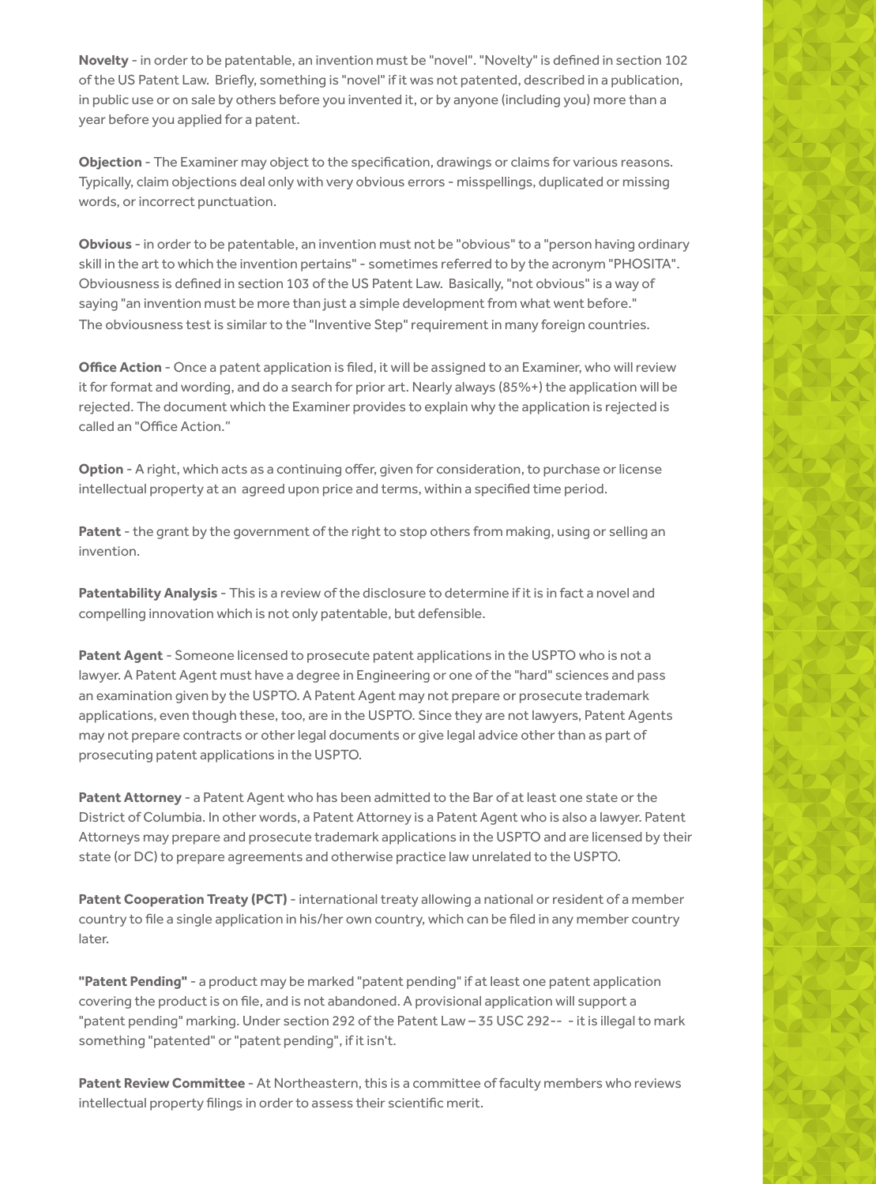**Novelty** - in order to be patentable, an invention must be "novel". "Novelty" is defined in section 102 of the US Patent Law. Briefly, something is "novel" if it was not patented, described in a publication, in public use or on sale by others before you invented it, or by anyone (including you) more than a year before you applied for a patent.

**Objection** - The Examiner may object to the specification, drawings or claims for various reasons. Typically, claim objections deal only with very obvious errors - misspellings, duplicated or missing words, or incorrect punctuation.

**Obvious** - in order to be patentable, an invention must not be "obvious" to a "person having ordinary skill in the art to which the invention pertains" - sometimes referred to by the acronym "PHOSITA". Obviousness is defined in section 103 of the US Patent Law. Basically, "not obvious" is a way of saying "an invention must be more than just a simple development from what went before." The obviousness test is similar to the "Inventive Step" requirement in many foreign countries.

**Office Action** - Once a patent application is filed, it will be assigned to an Examiner, who will review it for format and wording, and do a search for prior art. Nearly always (85%+) the application will be rejected. The document which the Examiner provides to explain why the application is rejected is called an "Office Action."

**Option** - A right, which acts as a continuing offer, given for consideration, to purchase or license intellectual property at an agreed upon price and terms, within a specified time period.

**Patent** - the grant by the government of the right to stop others from making, using or selling an invention.

**Patentability Analysis** - This is a review of the disclosure to determine if it is in fact a novel and compelling innovation which is not only patentable, but defensible.

**Patent Agent** - Someone licensed to prosecute patent applications in the USPTO who is not a lawyer. A Patent Agent must have a degree in Engineering or one of the "hard" sciences and pass an examination given by the USPTO. A Patent Agent may not prepare or prosecute trademark applications, even though these, too, are in the USPTO. Since they are not lawyers, Patent Agents may not prepare contracts or other legal documents or give legal advice other than as part of prosecuting patent applications in the USPTO.

**Patent Attorney** - a Patent Agent who has been admitted to the Bar of at least one state or the District of Columbia. In other words, a Patent Attorney is a Patent Agent who is also a lawyer. Patent Attorneys may prepare and prosecute trademark applications in the USPTO and are licensed by their state (or DC) to prepare agreements and otherwise practice law unrelated to the USPTO.

**Patent Cooperation Treaty (PCT)** - international treaty allowing a national or resident of a member country to file a single application in his/her own country, which can be filed in any member country later.

**"Patent Pending"** - a product may be marked "patent pending" if at least one patent application covering the product is on file, and is not abandoned. A provisional application will support a "patent pending" marking. Under section 292 of the Patent Law – 35 USC 292-- - it is illegal to mark something "patented" or "patent pending", if it isn't.

**Patent Review Committee** - At Northeastern, this is a committee of faculty members who reviews intellectual property filings in order to assess their scientific merit.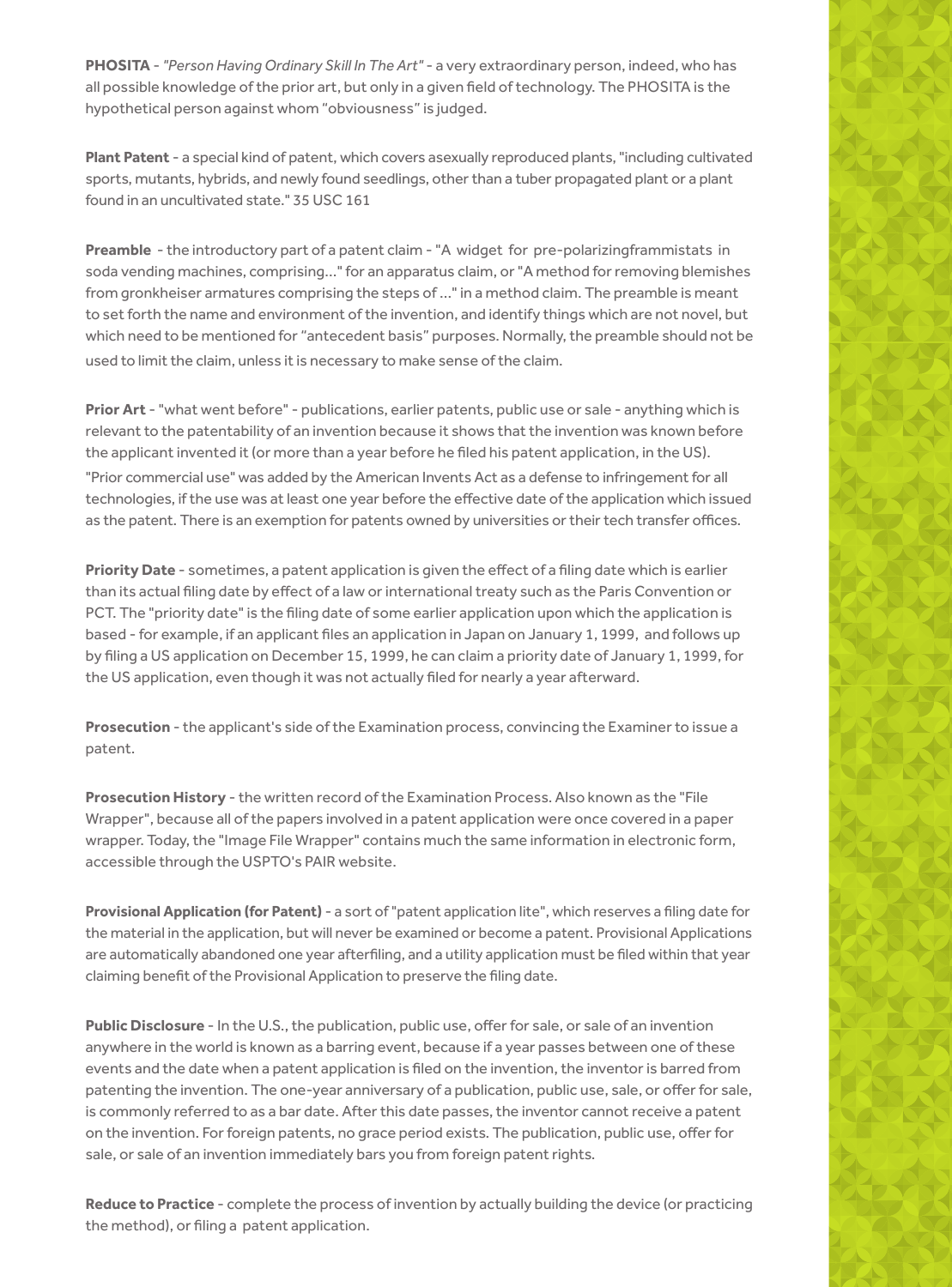**PHOSITA** - *"Person Having Ordinary Skill In The Art"* - a very extraordinary person, indeed, who has all possible knowledge of the prior art, but only in a given field of technology. The PHOSITA is the hypothetical person against whom "obviousness" is judged.

**Plant Patent** - a special kind of patent, which covers asexually reproduced plants, "including cultivated sports, mutants, hybrids, and newly found seedlings, other than a tuber propagated plant or a plant found in an uncultivated state." 35 USC 161

**Preamble** - the introductory part of a patent claim - "A widget for pre-polarizingframmistats in soda vending machines, comprising..." for an apparatus claim, or "A method for removing blemishes from gronkheiser armatures comprising the steps of ..." in a method claim. The preamble is meant to set forth the name and environment of the invention, and identify things which are not novel, but which need to be mentioned for "antecedent basis" purposes. Normally, the preamble should not be used to limit the claim, unless it is necessary to make sense of the claim.

**Prior Art** - "what went before" - publications, earlier patents, public use or sale - anything which is relevant to the patentability of an invention because it shows that the invention was known before the applicant invented it (or more than a year before he filed his patent application, in the US). "Prior commercial use" was added by the American Invents Act as a defense to infringement for all technologies, if the use was at least one year before the effective date of the application which issued as the patent. There is an exemption for patents owned by universities or their tech transfer offices.

**Priority Date** - sometimes, a patent application is given the effect of a filing date which is earlier than its actual filing date by effect of a law or international treaty such as the Paris Convention or PCT. The "priority date" is the filing date of some earlier application upon which the application is based - for example, if an applicant files an application in Japan on January 1, 1999, and follows up by filing a US application on December 15, 1999, he can claim a priority date of January 1, 1999, for the US application, even though it was not actually filed for nearly a year afterward.

**Prosecution** - the applicant's side of the Examination process, convincing the Examiner to issue a patent.

**Prosecution History** - the written record of the Examination Process. Also known as the "File Wrapper", because all of the papers involved in a patent application were once covered in a paper wrapper. Today, the "Image File Wrapper" contains much the same information in electronic form, accessible through the USPTO's PAIR website.

**Provisional Application (for Patent)** - a sort of "patent application lite", which reserves a filing date for the material in the application, but will never be examined or become a patent. Provisional Applications are automatically abandoned one year afterfiling, and a utility application must be filed within that year claiming benefit of the Provisional Application to preserve the filing date.

**Public Disclosure** - In the U.S., the publication, public use, offer for sale, or sale of an invention anywhere in the world is known as a barring event, because if a year passes between one of these events and the date when a patent application is filed on the invention, the inventor is barred from patenting the invention. The one-year anniversary of a publication, public use, sale, or offer for sale, is commonly referred to as a bar date. After this date passes, the inventor cannot receive a patent on the invention. For foreign patents, no grace period exists. The publication, public use, offer for sale, or sale of an invention immediately bars you from foreign patent rights.

**Reduce to Practice** - complete the process of invention by actually building the device (or practicing the method), or filing a patent application.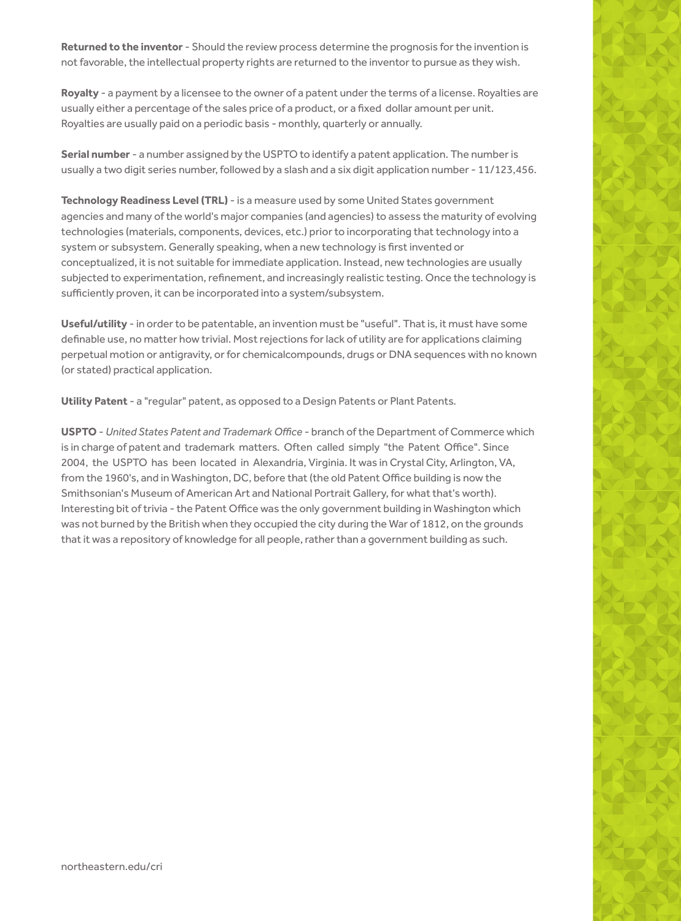**Returned to the inventor** - Should the review process determine the prognosis for the invention is not favorable, the intellectual property rights are returned to the inventor to pursue as they wish.

**Royalty** - a payment by a licensee to the owner of a patent under the terms of a license. Royalties are usually either a percentage of the sales price of a product, or a fixed dollar amount per unit. Royalties are usually paid on a periodic basis - monthly, quarterly or annually.

**Serial number** - a number assigned by the USPTO to identify a patent application. The number is usually a two digit series number, followed by a slash and a six digit application number - 11/123,456.

**Technology Readiness Level (TRL)** - is a measure used by some United States government agencies and many of the world's major companies (and agencies) to assess the maturity of evolving technologies (materials, components, devices, etc.) prior to incorporating that technology into a system or subsystem. Generally speaking, when a new technology is first invented or conceptualized, it is not suitable for immediate application. Instead, new technologies are usually subjected to experimentation, refinement, and increasingly realistic testing. Once the technology is sufficiently proven, it can be incorporated into a system/subsystem.

**Useful/utility** - in order to be patentable, an invention must be "useful". That is, it must have some definable use, no matter how trivial. Most rejections for lack of utility are for applications claiming perpetual motion or antigravity, or for chemicalcompounds, drugs or DNA sequences with no known (or stated) practical application.

**Utility Patent** - a "regular" patent, as opposed to a Design Patents or Plant Patents.

**USPTO** - *United States Patent and Trademark Office* - branch of the Department of Commerce which is in charge of patent and trademark matters. Often called simply "the Patent Office". Since 2004, the USPTO has been located in Alexandria, Virginia. It was in Crystal City, Arlington, VA, from the 1960's, and in Washington, DC, before that (the old Patent Office building is now the Smithsonian's Museum of American Art and National Portrait Gallery, for what that's worth). Interesting bit of trivia - the Patent Office was the only government building in Washington which was not burned by the British when they occupied the city during the War of 1812, on the grounds that it was a repository of knowledge for all people, rather than a government building as such.

northeastern.edu/cri